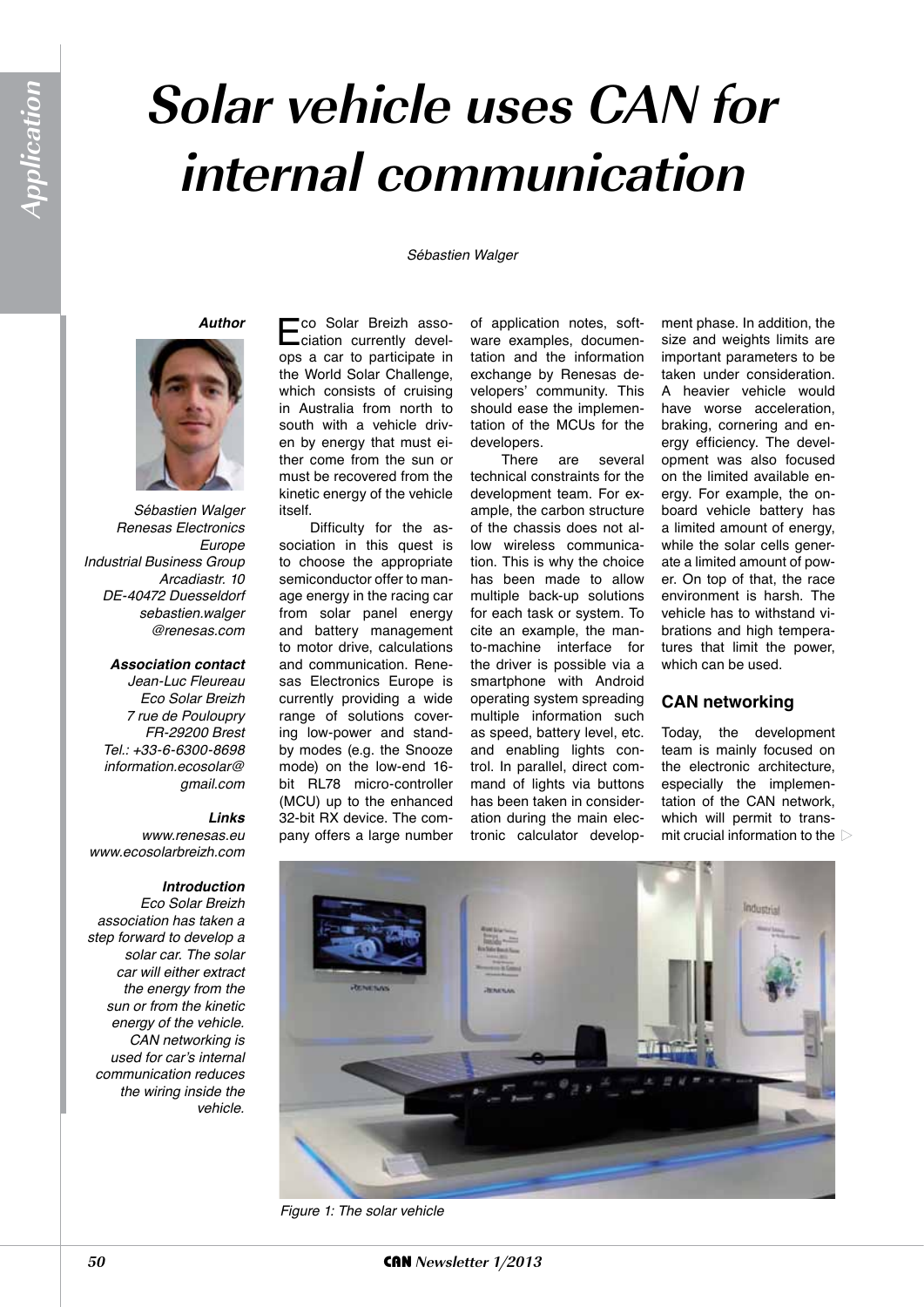# Solar vehicle uses CAN for internal communication

*Sébastien Walger*

***Author***

*Sébastien Walger*
*Renesas Electronics Europe*
*Industrial Business Group*
*Arcadiastr. 10*
*DE-40472 Duesseldorf*
*sebastien.walger@renesas.com*

***Association contact***

*Jean-Luc Fleureau*
*Eco Solar Breizh*
*7 rue de Pouloupry*
*FR-29200 Brest*
*Tel.: +33-6-6300-8698*
*information.ecosolar@gmail.com*

***Links***

*www.renesas.eu*
*www.ecosolarbreizh.com*

***Introduction***

*Eco Solar Breizh association has taken a step forward to develop a solar car. The solar car will either extract the energy from the sun or from the kinetic energy of the vehicle. CAN networking is used for car's internal communication reduces the wiring inside the vehicle.*

Eco Solar Breizh association currently develops a car to participate in the World Solar Challenge, which consists of cruising in Australia from north to south with a vehicle driven by energy that must either come from the sun or must be recovered from the kinetic energy of the vehicle itself.

Difficulty for the association in this quest is to choose the appropriate semiconductor offer to manage energy in the racing car from solar panel energy and battery management to motor drive, calculations and communication. Renesas Electronics Europe is currently providing a wide range of solutions covering low-power and standby modes (e.g. the Snooze mode) on the low-end 16-bit RL78 micro-controller (MCU) up to the enhanced 32-bit RX device. The company offers a large number of application notes, software examples, documentation and the information exchange by Renesas developers' community. This should ease the implementation of the MCUs for the developers.

There are several technical constraints for the development team. For example, the carbon structure of the chassis does not allow wireless communication. This is why the choice has been made to allow multiple back-up solutions for each task or system. To cite an example, the man-to-machine interface for the driver is possible via a smartphone with Android operating system spreading multiple information such as speed, battery level, etc. and enabling lights control. In parallel, direct command of lights via buttons has been taken in consideration during the main electronic calculator development phase. In addition, the size and weights limits are important parameters to be taken under consideration. A heavier vehicle would have worse acceleration, braking, cornering and energy efficiency. The development was also focused on the limited available energy. For example, the onboard vehicle battery has a limited amount of energy, while the solar cells generate a limited amount of power. On top of that, the race environment is harsh. The vehicle has to withstand vibrations and high temperatures that limit the power, which can be used.

## CAN networking

Today, the development team is mainly focused on the electronic architecture, especially the implementation of the CAN network, which will permit to transmit crucial information to the

*Figure 1: The solar vehicle*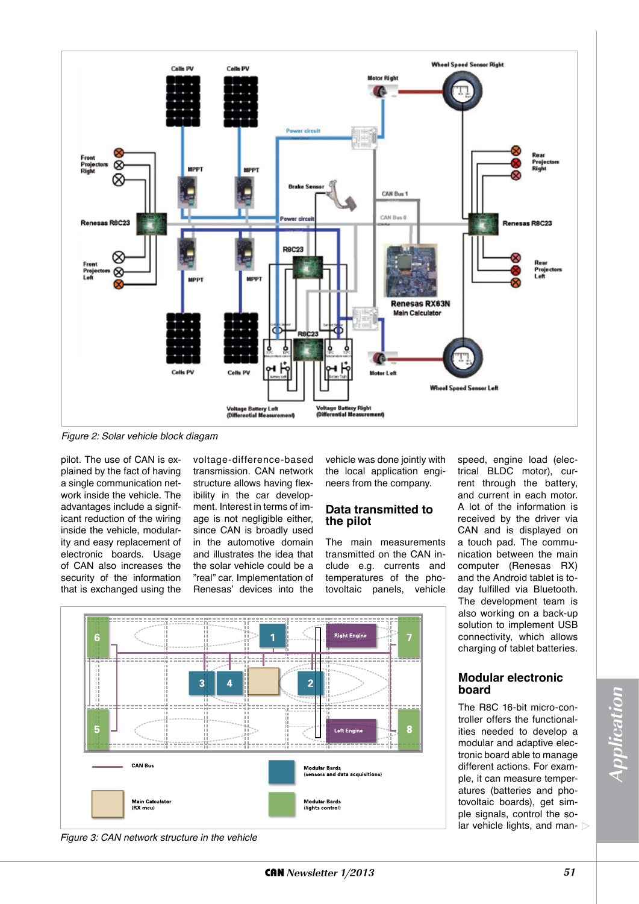Figure 2: Solar vehicle block diagram

pilot. The use of CAN is explained by the fact of having a single communication network inside the vehicle. The advantages include a significant reduction of the wiring inside the vehicle, modularity and easy replacement of electronic boards. Usage of CAN also increases the security of the information that is exchanged using the voltage-difference-based transmission. CAN network structure allows having flexibility in the car development. Interest in terms of image is not negligible either, since CAN is broadly used in the automotive domain and illustrates the idea that the solar vehicle could be a "real" car. Implementation of Renesas' devices into the vehicle was done jointly with the local application engineers from the company.

## Data transmitted to the pilot

The main measurements transmitted on the CAN include e.g. currents and temperatures of the photovoltaic panels, vehicle speed, engine load (electrical BLDC motor), current through the battery, and current in each motor. A lot of the information is received by the driver via CAN and is displayed on a touch pad. The communication between the main computer (Renesas RX) and the Android tablet is today fulfilled via Bluetooth. The development team is also working on a back-up solution to implement USB connectivity, which allows charging of tablet batteries.

Figure 3: CAN network structure in the vehicle

## Modular electronic board

The R8C 16-bit micro-controller offers the functionalities needed to develop a modular and adaptive electronic board able to manage different actions. For example, it can measure temperatures (batteries and photovoltaic boards), get simple signals, control the solar vehicle lights, and man-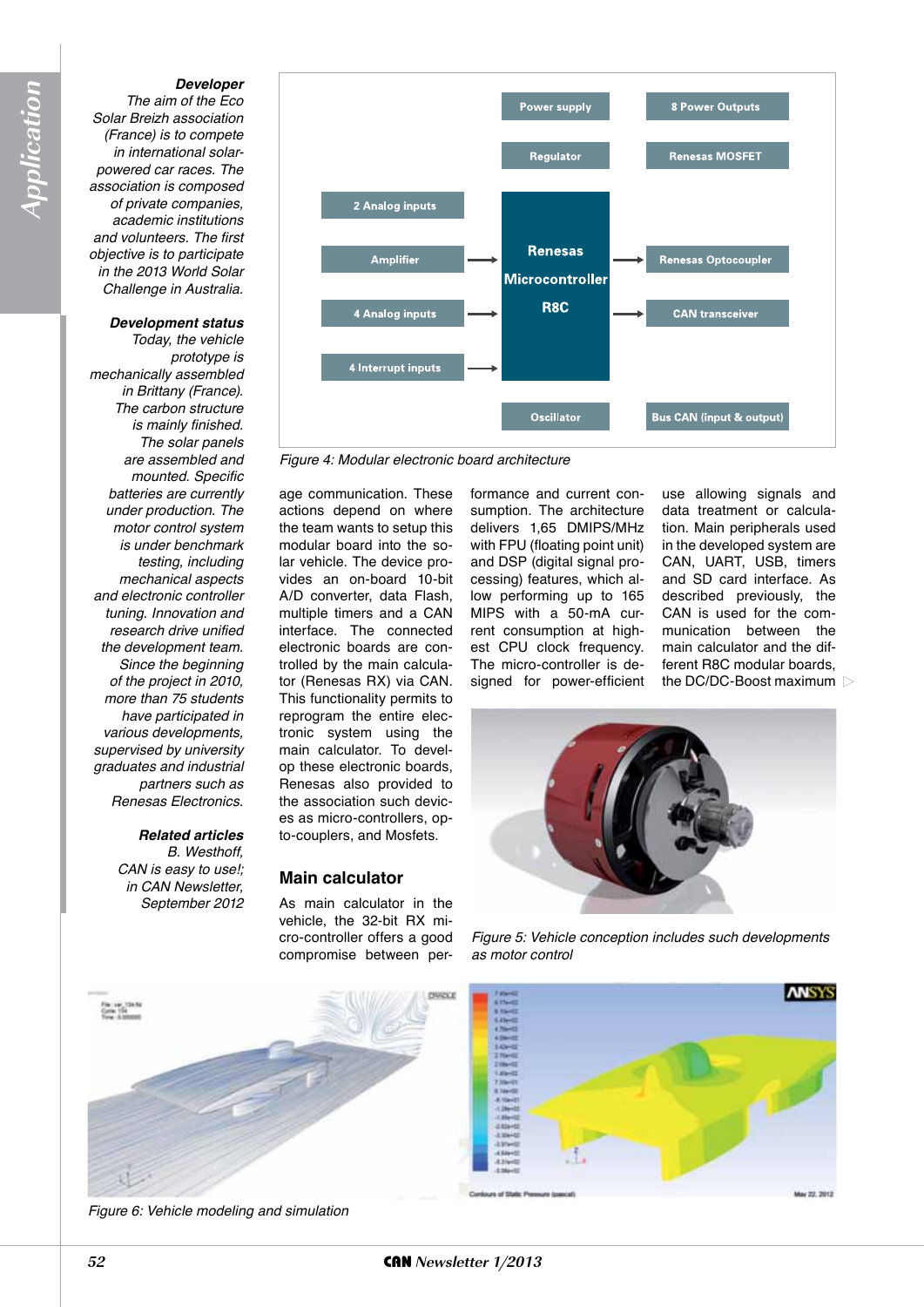**Developer**

*The aim of the Eco Solar Breizh association (France) is to compete in international solar-powered car races. The association is composed of private companies, academic institutions and volunteers. The first objective is to participate in the 2013 World Solar Challenge in Australia.*

**Development status**

*Today, the vehicle prototype is mechanically assembled in Brittany (France). The carbon structure is mainly finished. The solar panels are assembled and mounted. Specific batteries are currently under production. The motor control system is under benchmark testing, including mechanical aspects and electronic controller tuning. Innovation and research drive unified the development team. Since the beginning of the project in 2010, more than 75 students have participated in various developments, supervised by university graduates and industrial partners such as Renesas Electronics.*

**Related articles**

*B. Westhoff, CAN is easy to use!; in CAN Newsletter, September 2012*

*Figure 4: Modular electronic board architecture*

age communication. These actions depend on where the team wants to setup this modular board into the solar vehicle. The device provides an on-board 10-bit A/D converter, data Flash, multiple timers and a CAN interface. The connected electronic boards are controlled by the main calculator (Renesas RX) via CAN. This functionality permits to reprogram the entire electronic system using the main calculator. To develop these electronic boards, Renesas also provided to the association such devices as micro-controllers, opto-couplers, and Mosfets.

## Main calculator

As main calculator in the vehicle, the 32-bit RX micro-controller offers a good compromise between performance and current consumption. The architecture delivers 1,65 DMIPS/MHz with FPU (floating point unit) and DSP (digital signal processing) features, which allow performing up to 165 MIPS with a 50-mA current consumption at highest CPU clock frequency. The micro-controller is designed for power-efficient use allowing signals and data treatment or calculation. Main peripherals used in the developed system are CAN, UART, USB, timers and SD card interface. As described previously, the CAN is used for the communication between the main calculator and the different R8C modular boards, the DC/DC-Boost maximum ▷

*Figure 5: Vehicle conception includes such developments as motor control*

*Figure 6: Vehicle modeling and simulation*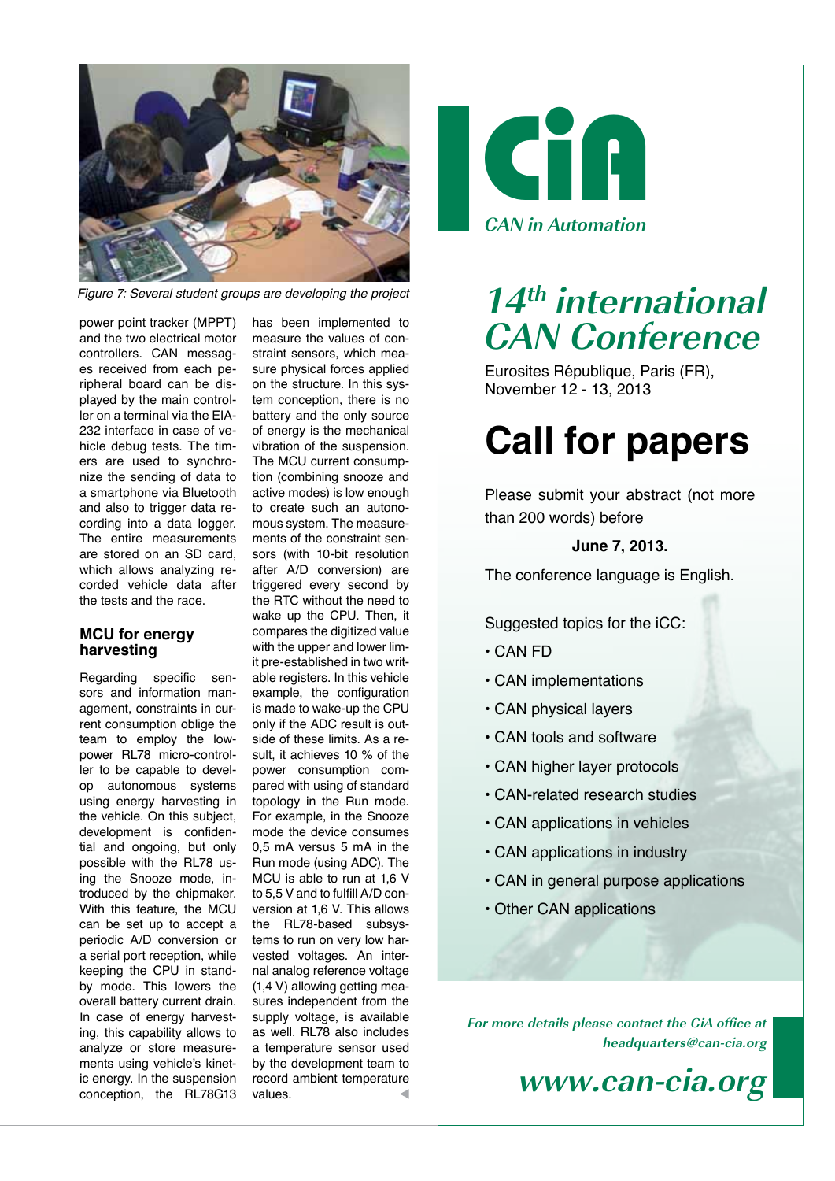Figure 7: Several student groups are developing the project

power point tracker (MPPT) and the two electrical motor controllers. CAN messages received from each peripheral board can be displayed by the main controller on a terminal via the EIA-232 interface in case of vehicle debug tests. The timers are used to synchronize the sending of data to a smartphone via Bluetooth and also to trigger data recording into a data logger. The entire measurements are stored on an SD card, which allows analyzing recorded vehicle data after the tests and the race.

### MCU for energy harvesting

Regarding specific sensors and information management, constraints in current consumption oblige the team to employ the low-power RL78 micro-controller to be capable to develop autonomous systems using energy harvesting in the vehicle. On this subject, development is confidential and ongoing, but only possible with the RL78 using the Snooze mode, introduced by the chipmaker. With this feature, the MCU can be set up to accept a periodic A/D conversion or a serial port reception, while keeping the CPU in stand-by mode. This lowers the overall battery current drain. In case of energy harvesting, this capability allows to analyze or store measurements using vehicle's kinetic energy. In the suspension conception, the RL78G13 has been implemented to measure the values of constraint sensors, which measure physical forces applied on the structure. In this system conception, there is no battery and the only source of energy is the mechanical vibration of the suspension. The MCU current consumption (combining snooze and active modes) is low enough to create such an autonomous system. The measurements of the constraint sensors (with 10-bit resolution after A/D conversion) are triggered every second by the RTC without the need to wake up the CPU. Then, it compares the digitized value with the upper and lower limit pre-established in two writable registers. In this vehicle example, the configuration is made to wake-up the CPU only if the ADC result is outside of these limits. As a result, it achieves 10 % of the power consumption compared with using of standard topology in the Run mode. For example, in the Snooze mode the device consumes 0,5 mA versus 5 mA in the Run mode (running ADC). The MCU is able to run at 1,6 V to 5,5 V and to fulfill A/D conversion at 1,6 V. This allows the RL78-based subsystems to run on very low harvested voltages. An internal analog reference voltage (1,4 V) allowing getting measures independent from the supply voltage, is available as well. RL78 also includes a temperature sensor used by the development team to record ambient temperature values. ◄

---

**CiA**
*CAN in Automation*

# *14th international CAN Conference*

Eurosites République, Paris (FR),
November 12 - 13, 2013

# Call for papers

Please submit your abstract (not more than 200 words) before

**June 7, 2013.**

The conference language is English.

Suggested topics for the iCC:

- CAN FD
- CAN implementations
- CAN physical layers
- CAN tools and software
- CAN higher layer protocols
- CAN-related research studies
- CAN applications in vehicles
- CAN applications in industry
- CAN in general purpose applications
- Other CAN applications

*For more details please contact the CiA office at headquarters@can-cia.org*

*www.can-cia.org*